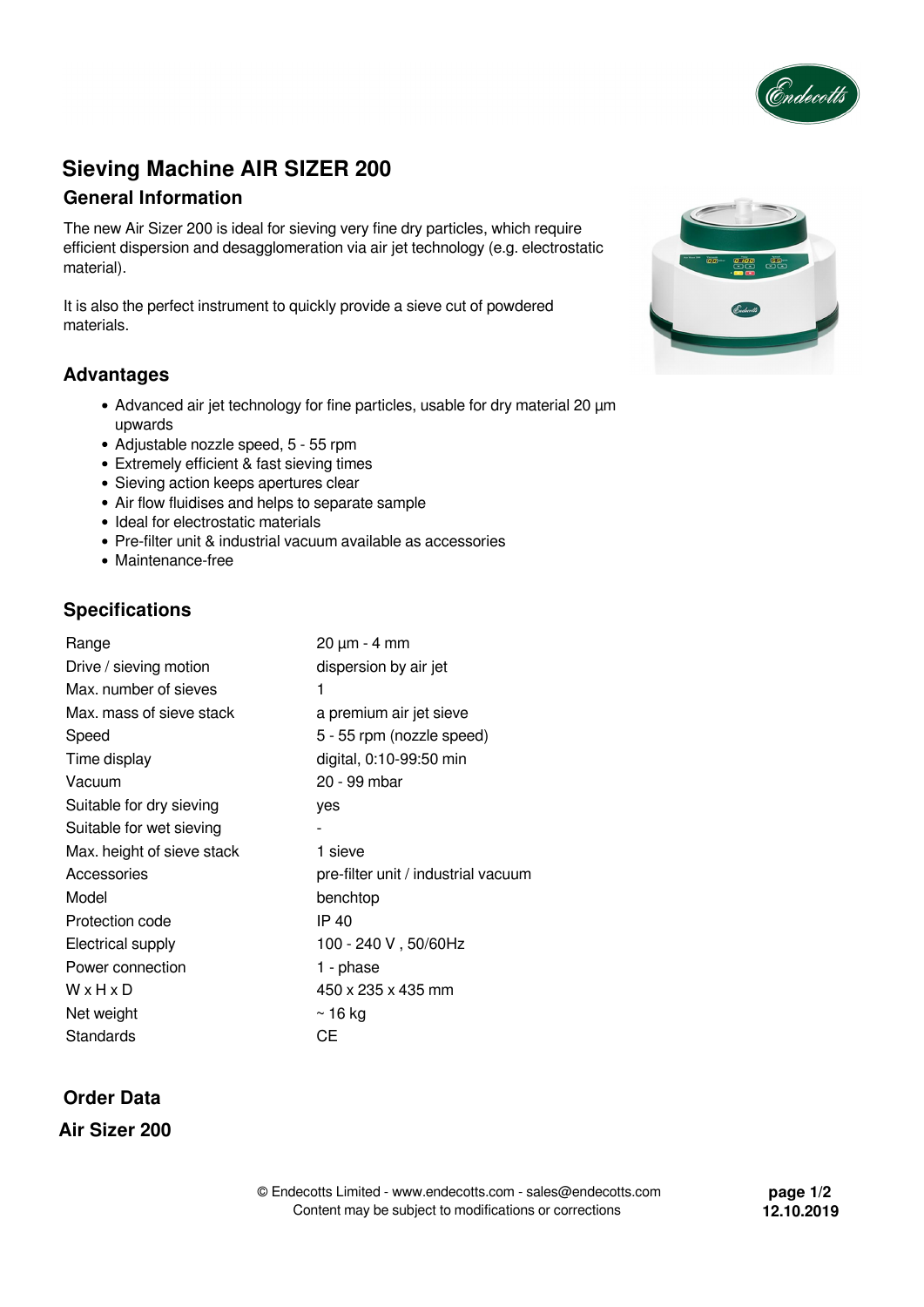# Sieving Machine AIR SIZER 200

## General Information

The new Air Sizer 200 is ideal for sieving very fine dry particles, which require efficient dispersion and desagglomeration via air jet technology (e.g. electrostatic material).

It is also the perfect instrument to quickly provide a sieve cut of powdered materials.

## Advantages

- Advanced air jet technology for fine particles, usable for dry material 20 µm upwards
- Adjustable nozzle speed, 5 - 55 rpm
- Extremely efficient & fast sieving times
- Sieving action keeps apertures clear
- Air flow fluidises and helps to separate sample
- Ideal for electrostatic materials
- Pre-filter unit & industrial vacuum available as accessories
- Maintenance-free

## Specifications

| | |
|---|---|
| Range | 20 µm - 4 mm |
| Drive / sieving motion | dispersion by air jet |
| Max. number of sieves | 1 |
| Max. mass of sieve stack | a premium air jet sieve |
| Speed | 5 - 55 rpm (nozzle speed) |
| Time display | digital, 0:10-99:50 min |
| Vacuum | 20 - 99 mbar |
| Suitable for dry sieving | yes |
| Suitable for wet sieving | - |
| Max. height of sieve stack | 1 sieve |
| Accessories | pre-filter unit / industrial vacuum |
| Model | benchtop |
| Protection code | IP 40 |
| Electrical supply | 100 - 240 V , 50/60Hz |
| Power connection | 1 - phase |
| W x H x D | 450 x 235 x 435 mm |
| Net weight | ~ 16 kg |
| Standards | CE |

## Order Data

### Air Sizer 200

© Endecotts Limited - www.endecotts.com - sales@endecotts.com
Content may be subject to modifications or corrections

12.10.2019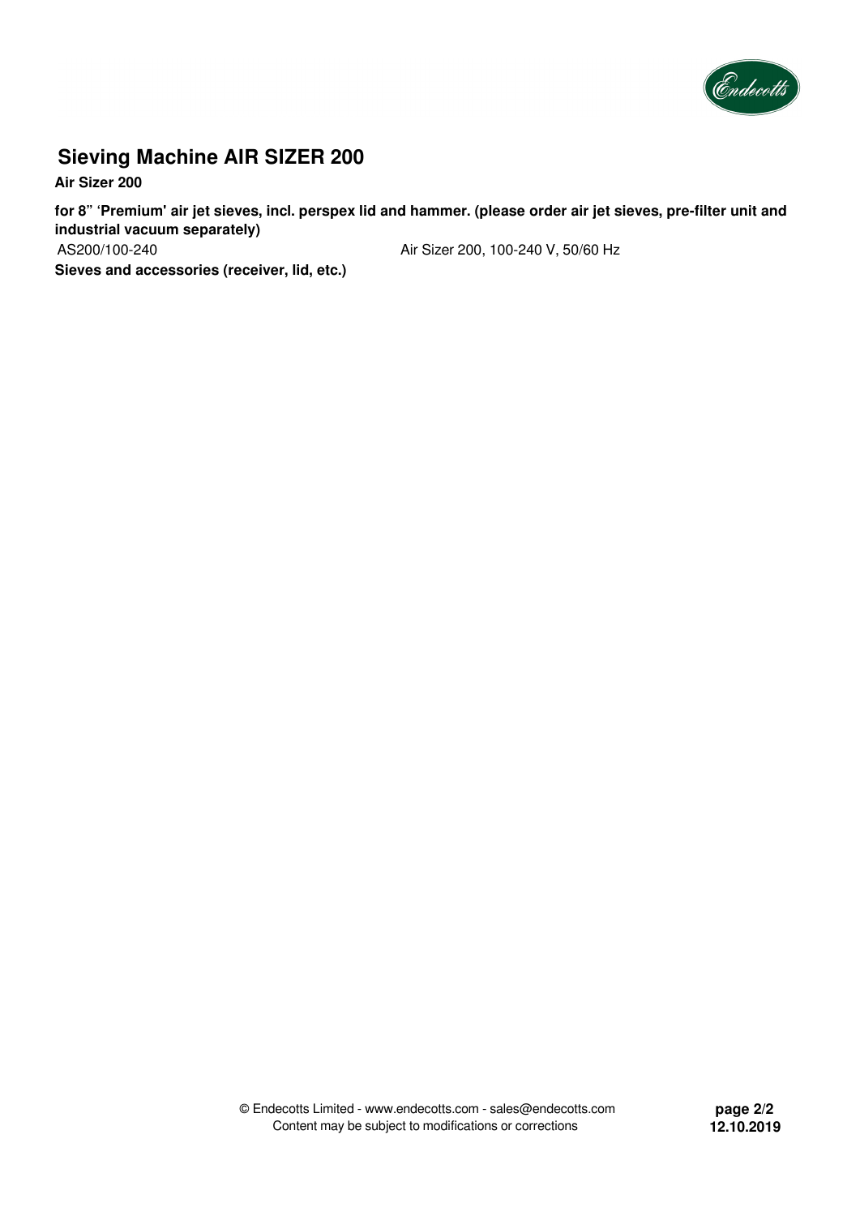# Sieving Machine AIR SIZER 200

**Air Sizer 200**

**for 8” ‘Premium' air jet sieves, incl. perspex lid and hammer. (please order air jet sieves, pre-filter unit and industrial vacuum separately)**

| | |
|---|---|
| AS200/100-240 | Air Sizer 200, 100-240 V, 50/60 Hz |

**Sieves and accessories (receiver, lid, etc.)**